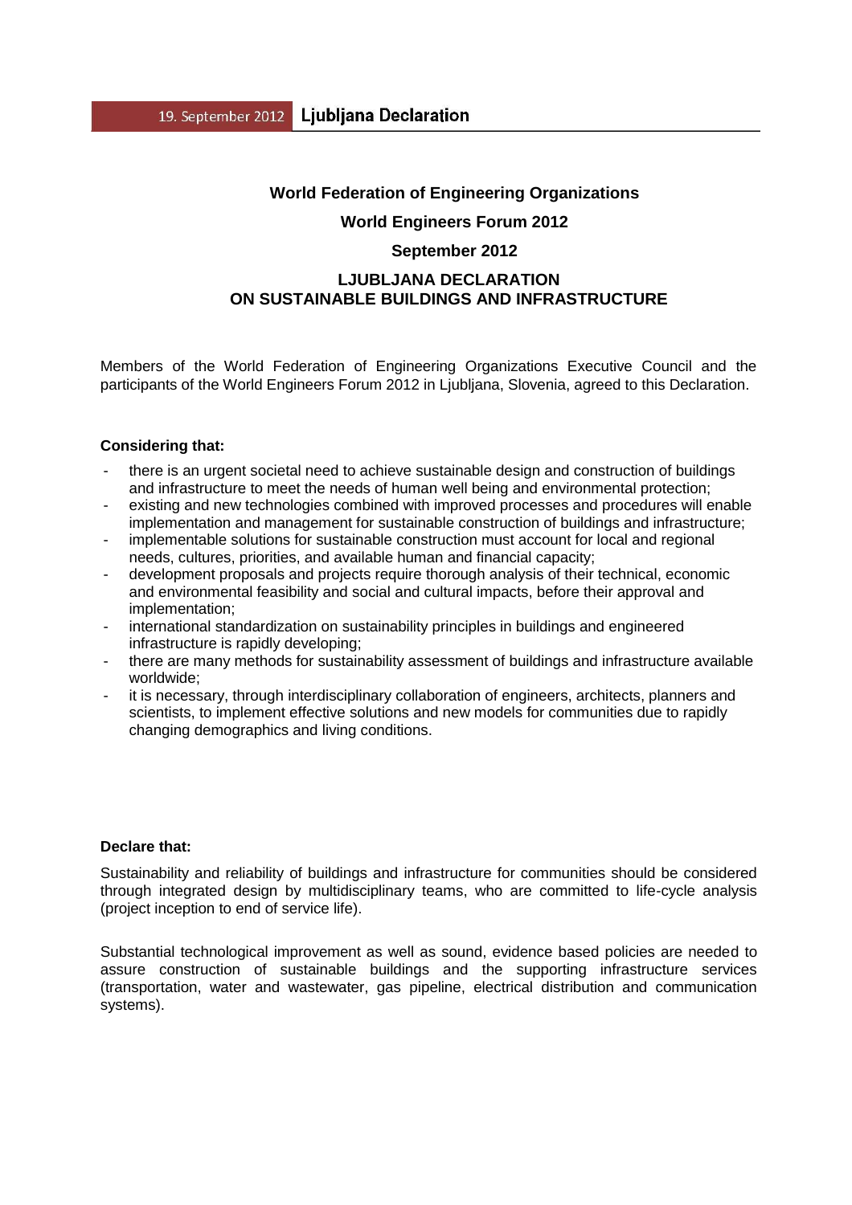**World Federation of Engineering Organizations**

**World Engineers Forum 2012**

**September 2012**

# LJUBLJANA DECLARATION ON SUSTAINABLE BUILDINGS AND INFRASTRUCTURE

Members of the World Federation of Engineering Organizations Executive Council and the participants of the World Engineers Forum 2012 in Ljubljana, Slovenia, agreed to this Declaration.

**Considering that:**

- there is an urgent societal need to achieve sustainable design and construction of buildings and infrastructure to meet the needs of human well being and environmental protection;
- existing and new technologies combined with improved processes and procedures will enable implementation and management for sustainable construction of buildings and infrastructure;
- implementable solutions for sustainable construction must account for local and regional needs, cultures, priorities, and available human and financial capacity;
- development proposals and projects require thorough analysis of their technical, economic and environmental feasibility and social and cultural impacts, before their approval and implementation;
- international standardization on sustainability principles in buildings and engineered infrastructure is rapidly developing;
- there are many methods for sustainability assessment of buildings and infrastructure available worldwide;
- it is necessary, through interdisciplinary collaboration of engineers, architects, planners and scientists, to implement effective solutions and new models for communities due to rapidly changing demographics and living conditions.

**Declare that:**

Sustainability and reliability of buildings and infrastructure for communities should be considered through integrated design by multidisciplinary teams, who are committed to life-cycle analysis (project inception to end of service life).

Substantial technological improvement as well as sound, evidence based policies are needed to assure construction of sustainable buildings and the supporting infrastructure services (transportation, water and wastewater, gas pipeline, electrical distribution and communication systems).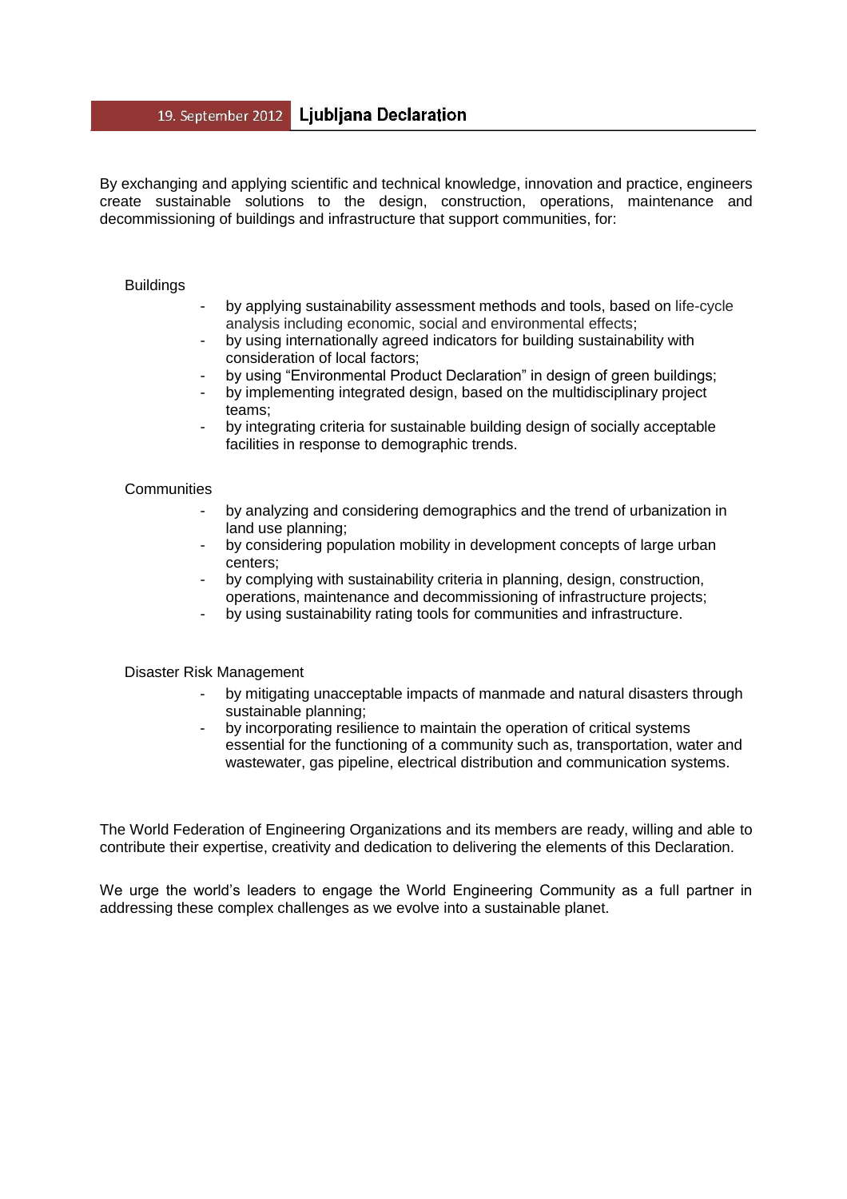By exchanging and applying scientific and technical knowledge, innovation and practice, engineers create sustainable solutions to the design, construction, operations, maintenance and decommissioning of buildings and infrastructure that support communities, for:

Buildings

- by applying sustainability assessment methods and tools, based on life-cycle analysis including economic, social and environmental effects;
- by using internationally agreed indicators for building sustainability with consideration of local factors;
- by using “Environmental Product Declaration” in design of green buildings;
- by implementing integrated design, based on the multidisciplinary project teams;
- by integrating criteria for sustainable building design of socially acceptable facilities in response to demographic trends.

Communities

- by analyzing and considering demographics and the trend of urbanization in land use planning;
- by considering population mobility in development concepts of large urban centers;
- by complying with sustainability criteria in planning, design, construction, operations, maintenance and decommissioning of infrastructure projects;
- by using sustainability rating tools for communities and infrastructure.

Disaster Risk Management

- by mitigating unacceptable impacts of manmade and natural disasters through sustainable planning;
- by incorporating resilience to maintain the operation of critical systems essential for the functioning of a community such as, transportation, water and wastewater, gas pipeline, electrical distribution and communication systems.

The World Federation of Engineering Organizations and its members are ready, willing and able to contribute their expertise, creativity and dedication to delivering the elements of this Declaration.

We urge the world’s leaders to engage the World Engineering Community as a full partner in addressing these complex challenges as we evolve into a sustainable planet.